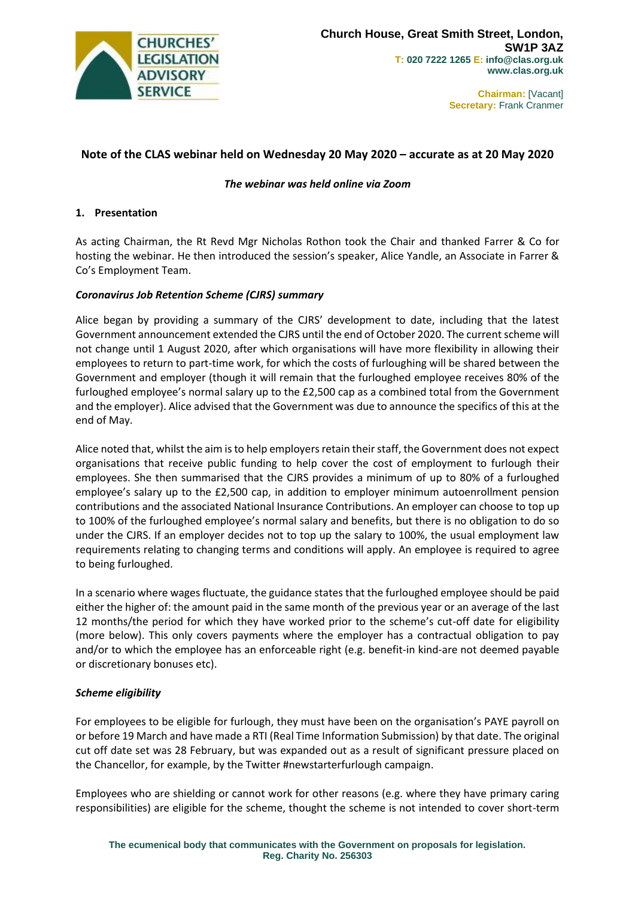Church House, Great Smith Street, London, SW1P 3AZ
T: 020 7222 1265 E: info@clas.org.uk
www.clas.org.uk

Chairman: [Vacant]
Secretary: Frank Cranmer

**Note of the CLAS webinar held on Wednesday 20 May 2020 – accurate as at 20 May 2020**

***The webinar was held online via Zoom***

## 1. Presentation

As acting Chairman, the Rt Revd Mgr Nicholas Rothon took the Chair and thanked Farrer & Co for hosting the webinar. He then introduced the session's speaker, Alice Yandle, an Associate in Farrer & Co's Employment Team.

***Coronavirus Job Retention Scheme (CJRS) summary***

Alice began by providing a summary of the CJRS' development to date, including that the latest Government announcement extended the CJRS until the end of October 2020. The current scheme will not change until 1 August 2020, after which organisations will have more flexibility in allowing their employees to return to part-time work, for which the costs of furloughing will be shared between the Government and employer (though it will remain that the furloughed employee receives 80% of the furloughed employee's normal salary up to the £2,500 cap as a combined total from the Government and the employer). Alice advised that the Government was due to announce the specifics of this at the end of May.

Alice noted that, whilst the aim is to help employers retain their staff, the Government does not expect organisations that receive public funding to help cover the cost of employment to furlough their employees. She then summarised that the CJRS provides a minimum of up to 80% of a furloughed employee's salary up to the £2,500 cap, in addition to employer minimum autoenrollment pension contributions and the associated National Insurance Contributions. An employer can choose to top up to 100% of the furloughed employee's normal salary and benefits, but there is no obligation to do so under the CJRS. If an employer decides not to top up the salary to 100%, the usual employment law requirements relating to changing terms and conditions will apply. An employee is required to agree to being furloughed.

In a scenario where wages fluctuate, the guidance states that the furloughed employee should be paid either the higher of: the amount paid in the same month of the previous year or an average of the last 12 months/the period for which they have worked prior to the scheme's cut-off date for eligibility (more below). This only covers payments where the employer has a contractual obligation to pay and/or to which the employee has an enforceable right (e.g. benefit-in kind-are not deemed payable or discretionary bonuses etc).

***Scheme eligibility***

For employees to be eligible for furlough, they must have been on the organisation's PAYE payroll on or before 19 March and have made a RTI (Real Time Information Submission) by that date. The original cut off date set was 28 February, but was expanded out as a result of significant pressure placed on the Chancellor, for example, by the Twitter #newstarterfurlough campaign.

Employees who are shielding or cannot work for other reasons (e.g. where they have primary caring responsibilities) are eligible for the scheme, thought the scheme is not intended to cover short-term

The ecumenical body that communicates with the Government on proposals for legislation.
Reg. Charity No. 256303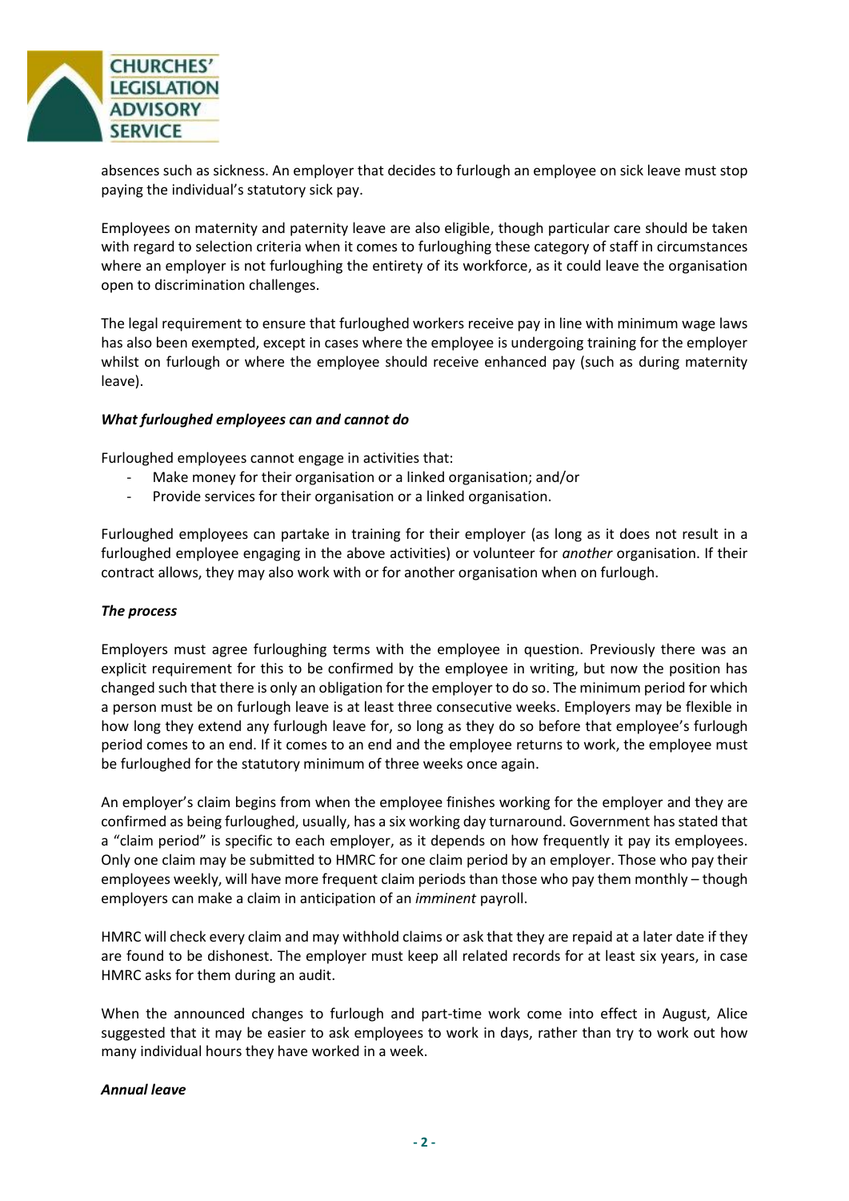absences such as sickness. An employer that decides to furlough an employee on sick leave must stop paying the individual's statutory sick pay.

Employees on maternity and paternity leave are also eligible, though particular care should be taken with regard to selection criteria when it comes to furloughing these category of staff in circumstances where an employer is not furloughing the entirety of its workforce, as it could leave the organisation open to discrimination challenges.

The legal requirement to ensure that furloughed workers receive pay in line with minimum wage laws has also been exempted, except in cases where the employee is undergoing training for the employer whilst on furlough or where the employee should receive enhanced pay (such as during maternity leave).

***What furloughed employees can and cannot do***

Furloughed employees cannot engage in activities that:

- Make money for their organisation or a linked organisation; and/or
- Provide services for their organisation or a linked organisation.

Furloughed employees can partake in training for their employer (as long as it does not result in a furloughed employee engaging in the above activities) or volunteer for *another* organisation. If their contract allows, they may also work with or for another organisation when on furlough.

***The process***

Employers must agree furloughing terms with the employee in question. Previously there was an explicit requirement for this to be confirmed by the employee in writing, but now the position has changed such that there is only an obligation for the employer to do so. The minimum period for which a person must be on furlough leave is at least three consecutive weeks. Employers may be flexible in how long they extend any furlough leave for, so long as they do so before that employee's furlough period comes to an end. If it comes to an end and the employee returns to work, the employee must be furloughed for the statutory minimum of three weeks once again.

An employer's claim begins from when the employee finishes working for the employer and they are confirmed as being furloughed, usually, has a six working day turnaround. Government has stated that a "claim period" is specific to each employer, as it depends on how frequently it pay its employees. Only one claim may be submitted to HMRC for one claim period by an employer. Those who pay their employees weekly, will have more frequent claim periods than those who pay them monthly – though employers can make a claim in anticipation of an *imminent* payroll.

HMRC will check every claim and may withhold claims or ask that they are repaid at a later date if they are found to be dishonest. The employer must keep all related records for at least six years, in case HMRC asks for them during an audit.

When the announced changes to furlough and part-time work come into effect in August, Alice suggested that it may be easier to ask employees to work in days, rather than try to work out how many individual hours they have worked in a week.

***Annual leave***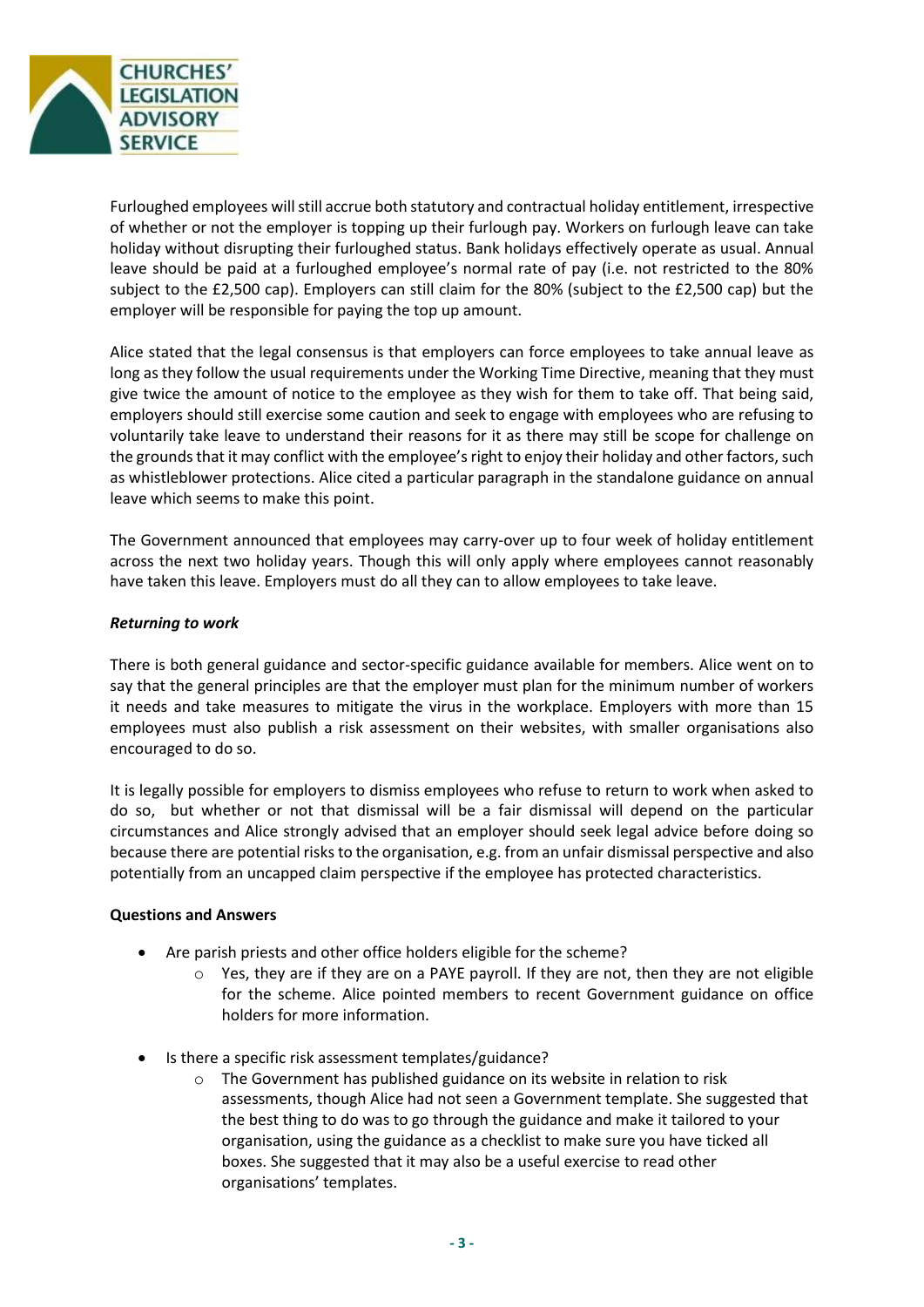Furloughed employees will still accrue both statutory and contractual holiday entitlement, irrespective of whether or not the employer is topping up their furlough pay. Workers on furlough leave can take holiday without disrupting their furloughed status. Bank holidays effectively operate as usual. Annual leave should be paid at a furloughed employee's normal rate of pay (i.e. not restricted to the 80% subject to the £2,500 cap). Employers can still claim for the 80% (subject to the £2,500 cap) but the employer will be responsible for paying the top up amount.

Alice stated that the legal consensus is that employers can force employees to take annual leave as long as they follow the usual requirements under the Working Time Directive, meaning that they must give twice the amount of notice to the employee as they wish for them to take off. That being said, employers should still exercise some caution and seek to engage with employees who are refusing to voluntarily take leave to understand their reasons for it as there may still be scope for challenge on the grounds that it may conflict with the employee's right to enjoy their holiday and other factors, such as whistleblower protections. Alice cited a particular paragraph in the standalone guidance on annual leave which seems to make this point.

The Government announced that employees may carry-over up to four week of holiday entitlement across the next two holiday years. Though this will only apply where employees cannot reasonably have taken this leave. Employers must do all they can to allow employees to take leave.

***Returning to work***

There is both general guidance and sector-specific guidance available for members. Alice went on to say that the general principles are that the employer must plan for the minimum number of workers it needs and take measures to mitigate the virus in the workplace. Employers with more than 15 employees must also publish a risk assessment on their websites, with smaller organisations also encouraged to do so.

It is legally possible for employers to dismiss employees who refuse to return to work when asked to do so, but whether or not that dismissal will be a fair dismissal will depend on the particular circumstances and Alice strongly advised that an employer should seek legal advice before doing so because there are potential risks to the organisation, e.g. from an unfair dismissal perspective and also potentially from an uncapped claim perspective if the employee has protected characteristics.

**Questions and Answers**

- Are parish priests and other office holders eligible for the scheme?
    - Yes, they are if they are on a PAYE payroll. If they are not, then they are not eligible for the scheme. Alice pointed members to recent Government guidance on office holders for more information.
- Is there a specific risk assessment templates/guidance?
    - The Government has published guidance on its website in relation to risk assessments, though Alice had not seen a Government template. She suggested that the best thing to do was to go through the guidance and make it tailored to your organisation, using the guidance as a checklist to make sure you have ticked all boxes. She suggested that it may also be a useful exercise to read other organisations' templates.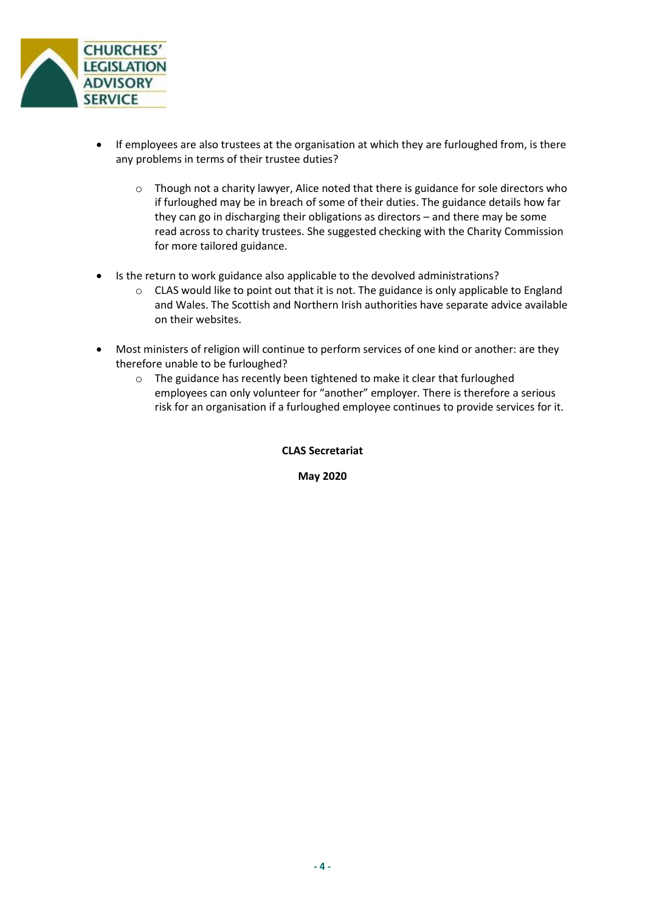- If employees are also trustees at the organisation at which they are furloughed from, is there any problems in terms of their trustee duties?
  - Though not a charity lawyer, Alice noted that there is guidance for sole directors who if furloughed may be in breach of some of their duties. The guidance details how far they can go in discharging their obligations as directors – and there may be some read across to charity trustees. She suggested checking with the Charity Commission for more tailored guidance.

- Is the return to work guidance also applicable to the devolved administrations?
  - CLAS would like to point out that it is not. The guidance is only applicable to England and Wales. The Scottish and Northern Irish authorities have separate advice available on their websites.

- Most ministers of religion will continue to perform services of one kind or another: are they therefore unable to be furloughed?
  - The guidance has recently been tightened to make it clear that furloughed employees can only volunteer for "another" employer. There is therefore a serious risk for an organisation if a furloughed employee continues to provide services for it.

**CLAS Secretariat**

**May 2020**